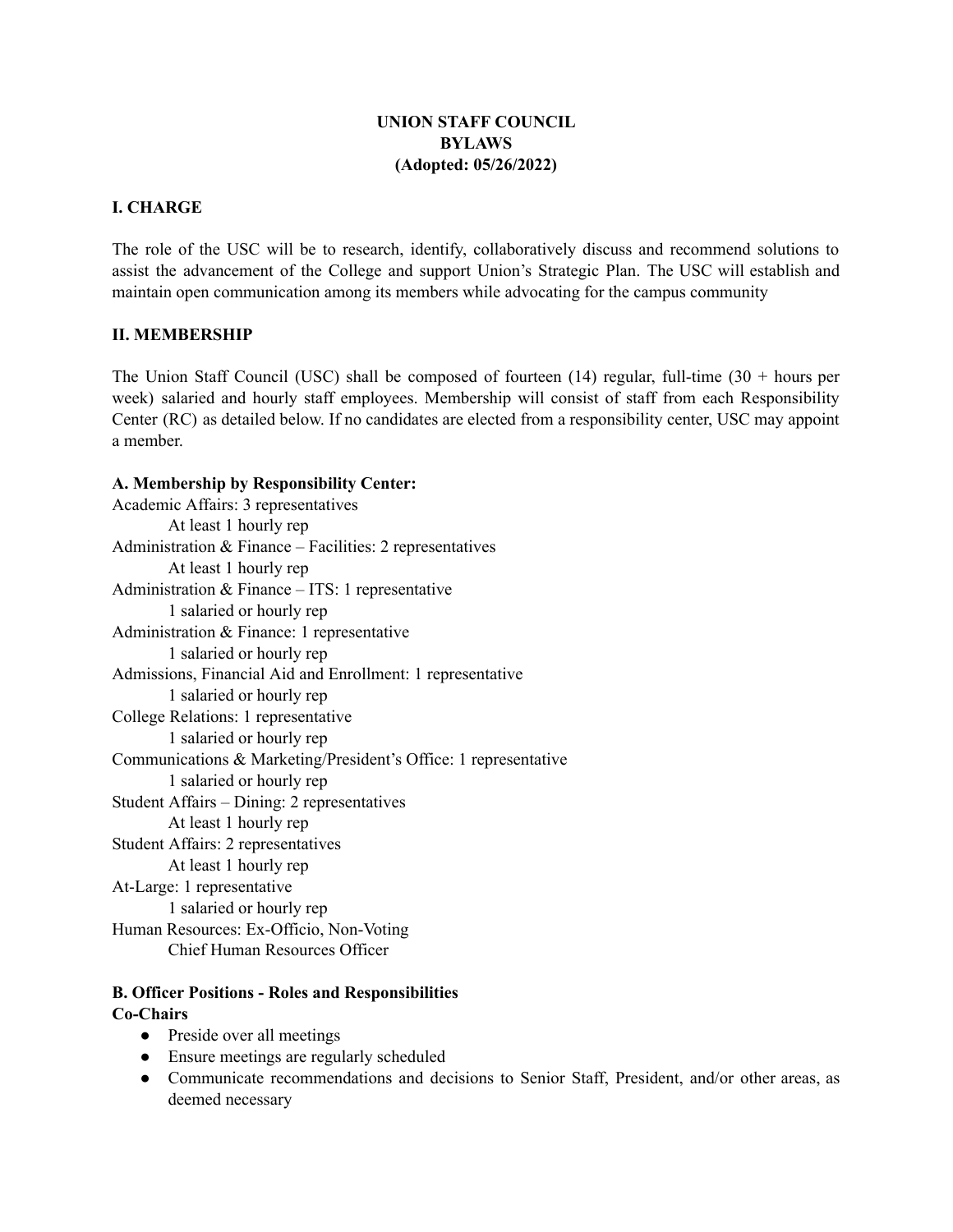# UNION STAFF COUNCIL
# BYLAWS
# (Adopted: 05/26/2022)

## I. CHARGE

The role of the USC will be to research, identify, collaboratively discuss and recommend solutions to assist the advancement of the College and support Union's Strategic Plan. The USC will establish and maintain open communication among its members while advocating for the campus community

## II. MEMBERSHIP

The Union Staff Council (USC) shall be composed of fourteen (14) regular, full-time (30 + hours per week) salaried and hourly staff employees. Membership will consist of staff from each Responsibility Center (RC) as detailed below. If no candidates are elected from a responsibility center, USC may appoint a member.

### A. Membership by Responsibility Center:

Academic Affairs: 3 representatives
- At least 1 hourly rep

Administration & Finance – Facilities: 2 representatives
- At least 1 hourly rep

Administration & Finance – ITS: 1 representative
- 1 salaried or hourly rep

Administration & Finance: 1 representative
- 1 salaried or hourly rep

Admissions, Financial Aid and Enrollment: 1 representative
- 1 salaried or hourly rep

College Relations: 1 representative
- 1 salaried or hourly rep

Communications & Marketing/President's Office: 1 representative
- 1 salaried or hourly rep

Student Affairs – Dining: 2 representatives
- At least 1 hourly rep

Student Affairs: 2 representatives
- At least 1 hourly rep

At-Large: 1 representative
- 1 salaried or hourly rep

Human Resources: Ex-Officio, Non-Voting
- Chief Human Resources Officer

### B. Officer Positions - Roles and Responsibilities

**Co-Chairs**

- Preside over all meetings
- Ensure meetings are regularly scheduled
- Communicate recommendations and decisions to Senior Staff, President, and/or other areas, as deemed necessary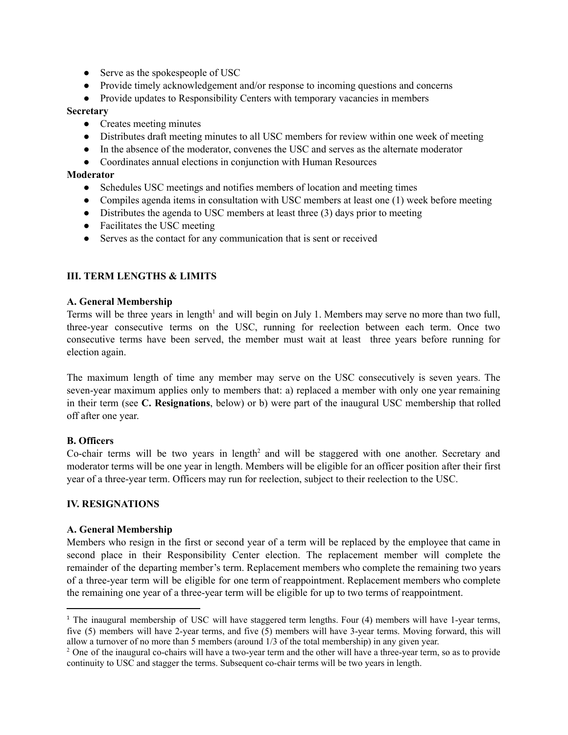- Serve as the spokespeople of USC
- Provide timely acknowledgement and/or response to incoming questions and concerns
- Provide updates to Responsibility Centers with temporary vacancies in members

**Secretary**

- Creates meeting minutes
- Distributes draft meeting minutes to all USC members for review within one week of meeting
- In the absence of the moderator, convenes the USC and serves as the alternate moderator
- Coordinates annual elections in conjunction with Human Resources

**Moderator**

- Schedules USC meetings and notifies members of location and meeting times
- Compiles agenda items in consultation with USC members at least one (1) week before meeting
- Distributes the agenda to USC members at least three (3) days prior to meeting
- Facilitates the USC meeting
- Serves as the contact for any communication that is sent or received

## III. TERM LENGTHS & LIMITS

### A. General Membership

Terms will be three years in length[1] and will begin on July 1. Members may serve no more than two full, three-year consecutive terms on the USC, running for reelection between each term. Once two consecutive terms have been served, the member must wait at least three years before running for election again.

The maximum length of time any member may serve on the USC consecutively is seven years. The seven-year maximum applies only to members that: a) replaced a member with only one year remaining in their term (see **C. Resignations**, below) or b) were part of the inaugural USC membership that rolled off after one year.

### B. Officers

Co-chair terms will be two years in length[2] and will be staggered with one another. Secretary and moderator terms will be one year in length. Members will be eligible for an officer position after their first year of a three-year term. Officers may run for reelection, subject to their reelection to the USC.

## IV. RESIGNATIONS

### A. General Membership

Members who resign in the first or second year of a term will be replaced by the employee that came in second place in their Responsibility Center election. The replacement member will complete the remainder of the departing member's term. Replacement members who complete the remaining two years of a three-year term will be eligible for one term of reappointment. Replacement members who complete the remaining one year of a three-year term will be eligible for up to two terms of reappointment.

---

[1] The inaugural membership of USC will have staggered term lengths. Four (4) members will have 1-year terms, five (5) members will have 2-year terms, and five (5) members will have 3-year terms. Moving forward, this will allow a turnover of no more than 5 members (around 1/3 of the total membership) in any given year.

[2] One of the inaugural co-chairs will have a two-year term and the other will have a three-year term, so as to provide continuity to USC and stagger the terms. Subsequent co-chair terms will be two years in length.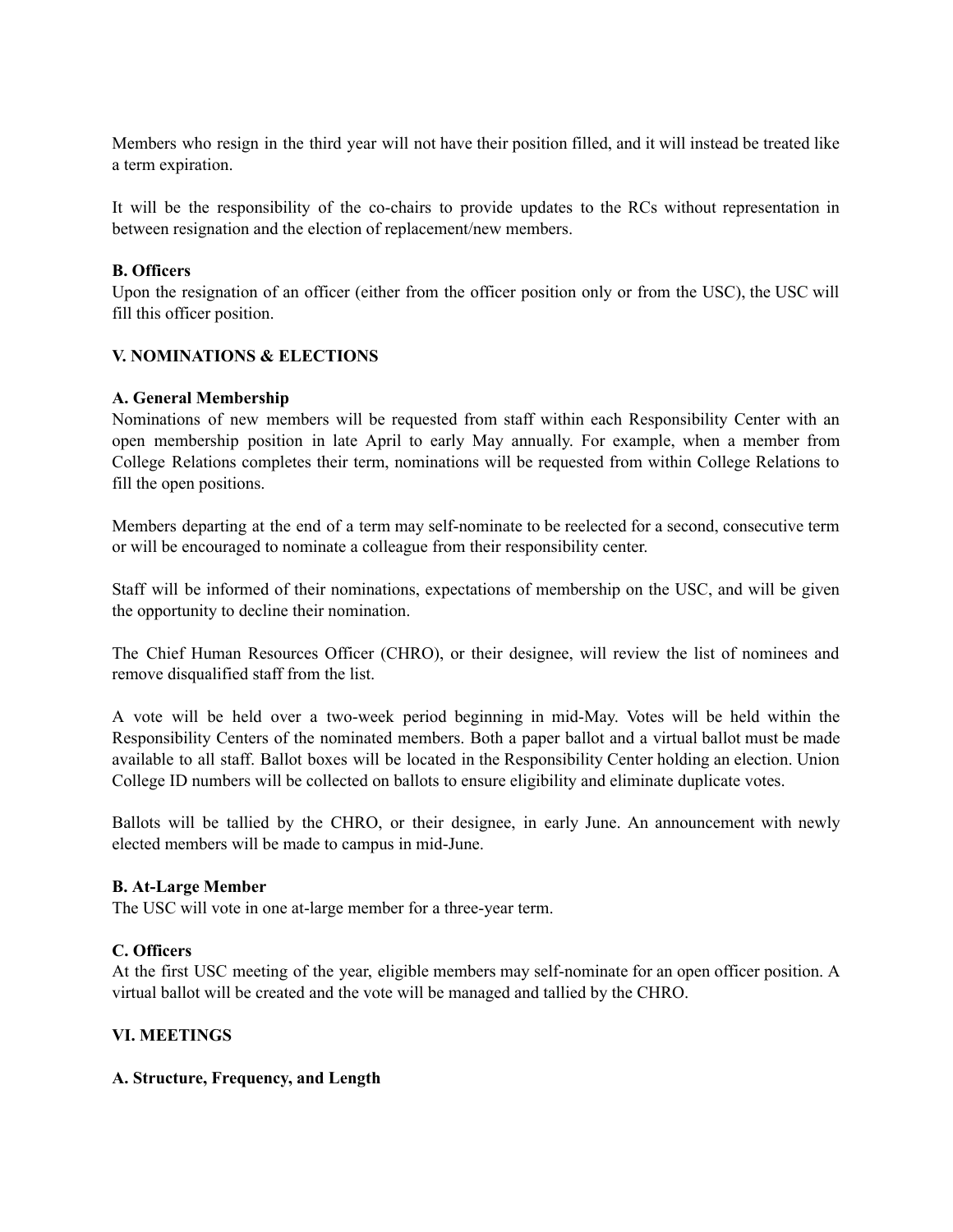Members who resign in the third year will not have their position filled, and it will instead be treated like a term expiration.

It will be the responsibility of the co-chairs to provide updates to the RCs without representation in between resignation and the election of replacement/new members.

**B. Officers**
Upon the resignation of an officer (either from the officer position only or from the USC), the USC will fill this officer position.

## V. NOMINATIONS & ELECTIONS

**A. General Membership**
Nominations of new members will be requested from staff within each Responsibility Center with an open membership position in late April to early May annually. For example, when a member from College Relations completes their term, nominations will be requested from within College Relations to fill the open positions.

Members departing at the end of a term may self-nominate to be reelected for a second, consecutive term or will be encouraged to nominate a colleague from their responsibility center.

Staff will be informed of their nominations, expectations of membership on the USC, and will be given the opportunity to decline their nomination.

The Chief Human Resources Officer (CHRO), or their designee, will review the list of nominees and remove disqualified staff from the list.

A vote will be held over a two-week period beginning in mid-May. Votes will be held within the Responsibility Centers of the nominated members. Both a paper ballot and a virtual ballot must be made available to all staff. Ballot boxes will be located in the Responsibility Center holding an election. Union College ID numbers will be collected on ballots to ensure eligibility and eliminate duplicate votes.

Ballots will be tallied by the CHRO, or their designee, in early June. An announcement with newly elected members will be made to campus in mid-June.

**B. At-Large Member**
The USC will vote in one at-large member for a three-year term.

**C. Officers**
At the first USC meeting of the year, eligible members may self-nominate for an open officer position. A virtual ballot will be created and the vote will be managed and tallied by the CHRO.

## VI. MEETINGS

**A. Structure, Frequency, and Length**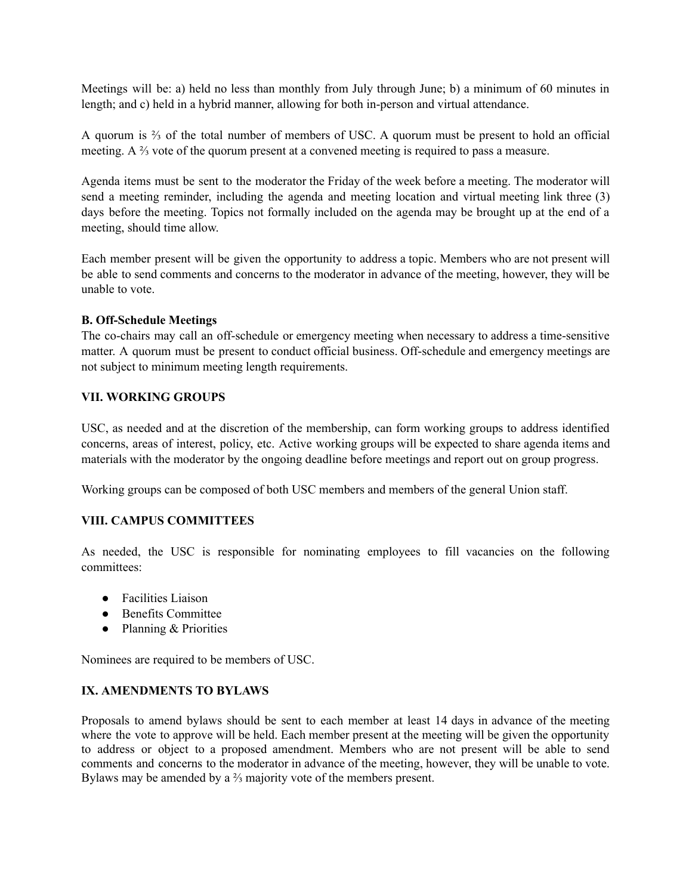Meetings will be: a) held no less than monthly from July through June; b) a minimum of 60 minutes in length; and c) held in a hybrid manner, allowing for both in-person and virtual attendance.

A quorum is ⅔ of the total number of members of USC. A quorum must be present to hold an official meeting. A ⅔ vote of the quorum present at a convened meeting is required to pass a measure.

Agenda items must be sent to the moderator the Friday of the week before a meeting. The moderator will send a meeting reminder, including the agenda and meeting location and virtual meeting link three (3) days before the meeting. Topics not formally included on the agenda may be brought up at the end of a meeting, should time allow.

Each member present will be given the opportunity to address a topic. Members who are not present will be able to send comments and concerns to the moderator in advance of the meeting, however, they will be unable to vote.

**B. Off-Schedule Meetings**

The co-chairs may call an off-schedule or emergency meeting when necessary to address a time-sensitive matter. A quorum must be present to conduct official business. Off-schedule and emergency meetings are not subject to minimum meeting length requirements.

## VII. WORKING GROUPS

USC, as needed and at the discretion of the membership, can form working groups to address identified concerns, areas of interest, policy, etc. Active working groups will be expected to share agenda items and materials with the moderator by the ongoing deadline before meetings and report out on group progress.

Working groups can be composed of both USC members and members of the general Union staff.

## VIII. CAMPUS COMMITTEES

As needed, the USC is responsible for nominating employees to fill vacancies on the following committees:

- Facilities Liaison
- Benefits Committee
- Planning & Priorities

Nominees are required to be members of USC.

## IX. AMENDMENTS TO BYLAWS

Proposals to amend bylaws should be sent to each member at least 14 days in advance of the meeting where the vote to approve will be held. Each member present at the meeting will be given the opportunity to address or object to a proposed amendment. Members who are not present will be able to send comments and concerns to the moderator in advance of the meeting, however, they will be unable to vote. Bylaws may be amended by a ⅔ majority vote of the members present.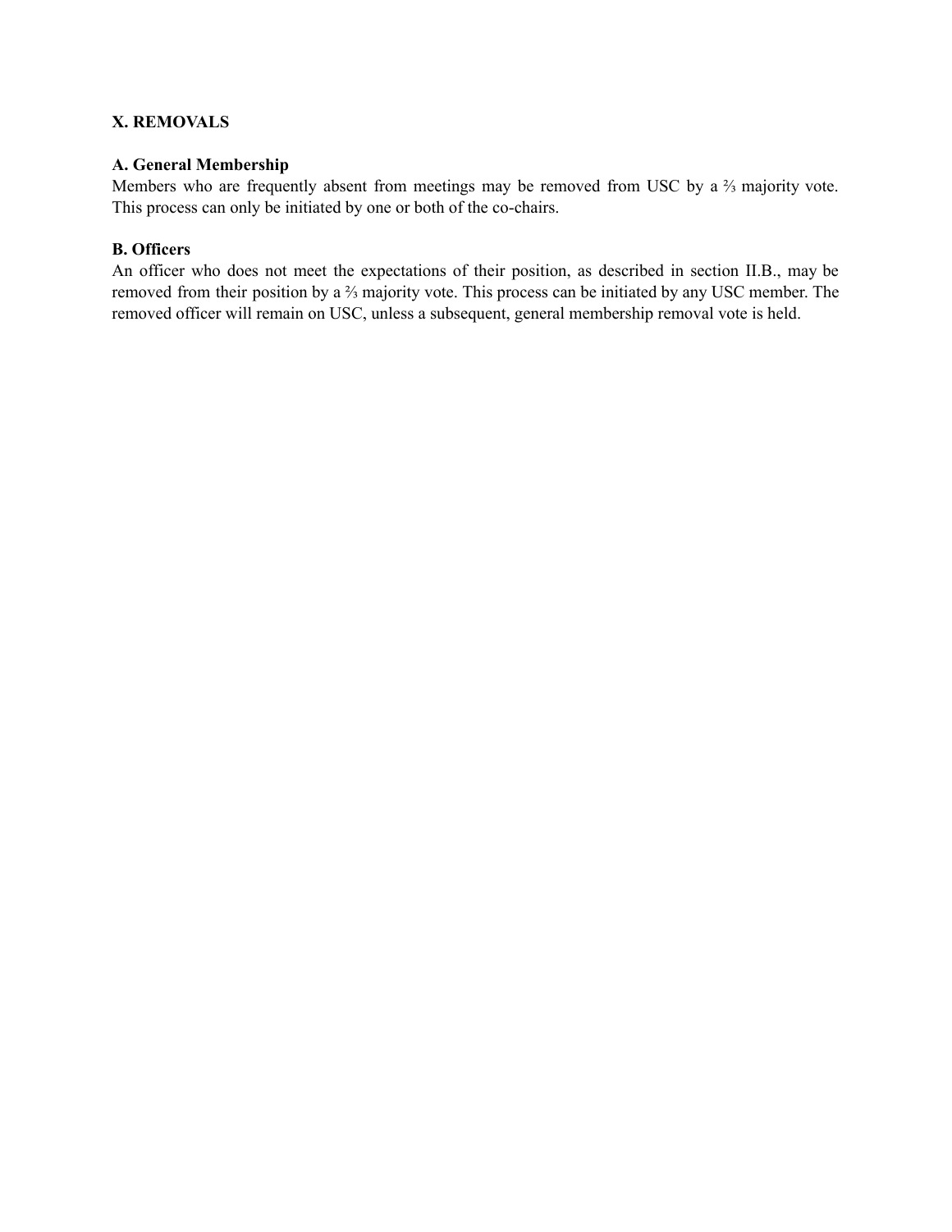## X. REMOVALS

### A. General Membership

Members who are frequently absent from meetings may be removed from USC by a ⅔ majority vote. This process can only be initiated by one or both of the co-chairs.

### B. Officers

An officer who does not meet the expectations of their position, as described in section II.B., may be removed from their position by a ⅔ majority vote. This process can be initiated by any USC member. The removed officer will remain on USC, unless a subsequent, general membership removal vote is held.